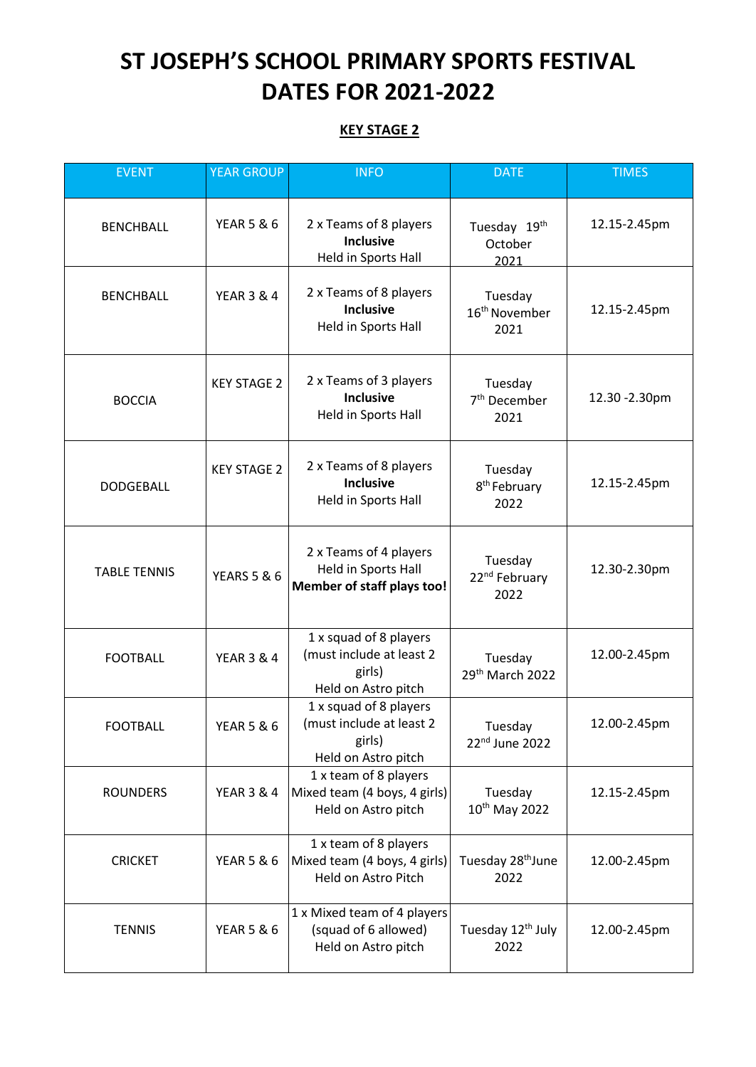# ST JOSEPH'S SCHOOL PRIMARY SPORTS FESTIVAL DATES FOR 2021-2022

## KEY STAGE 2

| EVENT | YEAR GROUP | INFO | DATE | TIMES |
|---|---|---|---|---|
| BENCHBALL | YEAR 5 & 6 | 2 x Teams of 8 players **Inclusive** Held in Sports Hall | Tuesday 19th October 2021 | 12.15-2.45pm |
| BENCHBALL | YEAR 3 & 4 | 2 x Teams of 8 players **Inclusive** Held in Sports Hall | Tuesday 16th November 2021 | 12.15-2.45pm |
| BOCCIA | KEY STAGE 2 | 2 x Teams of 3 players **Inclusive** Held in Sports Hall | Tuesday 7th December 2021 | 12.30 -2.30pm |
| DODGEBALL | KEY STAGE 2 | 2 x Teams of 8 players **Inclusive** Held in Sports Hall | Tuesday 8th February 2022 | 12.15-2.45pm |
| TABLE TENNIS | YEARS 5 & 6 | 2 x Teams of 4 players Held in Sports Hall **Member of staff plays too!** | Tuesday 22nd February 2022 | 12.30-2.30pm |
| FOOTBALL | YEAR 3 & 4 | 1 x squad of 8 players (must include at least 2 girls) Held on Astro pitch | Tuesday 29th March 2022 | 12.00-2.45pm |
| FOOTBALL | YEAR 5 & 6 | 1 x squad of 8 players (must include at least 2 girls) Held on Astro pitch | Tuesday 22nd June 2022 | 12.00-2.45pm |
| ROUNDERS | YEAR 3 & 4 | 1 x team of 8 players Mixed team (4 boys, 4 girls) Held on Astro pitch | Tuesday 10th May 2022 | 12.15-2.45pm |
| CRICKET | YEAR 5 & 6 | 1 x team of 8 players Mixed team (4 boys, 4 girls) Held on Astro Pitch | Tuesday 28thJune 2022 | 12.00-2.45pm |
| TENNIS | YEAR 5 & 6 | 1 x Mixed team of 4 players (squad of 6 allowed) Held on Astro pitch | Tuesday 12th July 2022 | 12.00-2.45pm |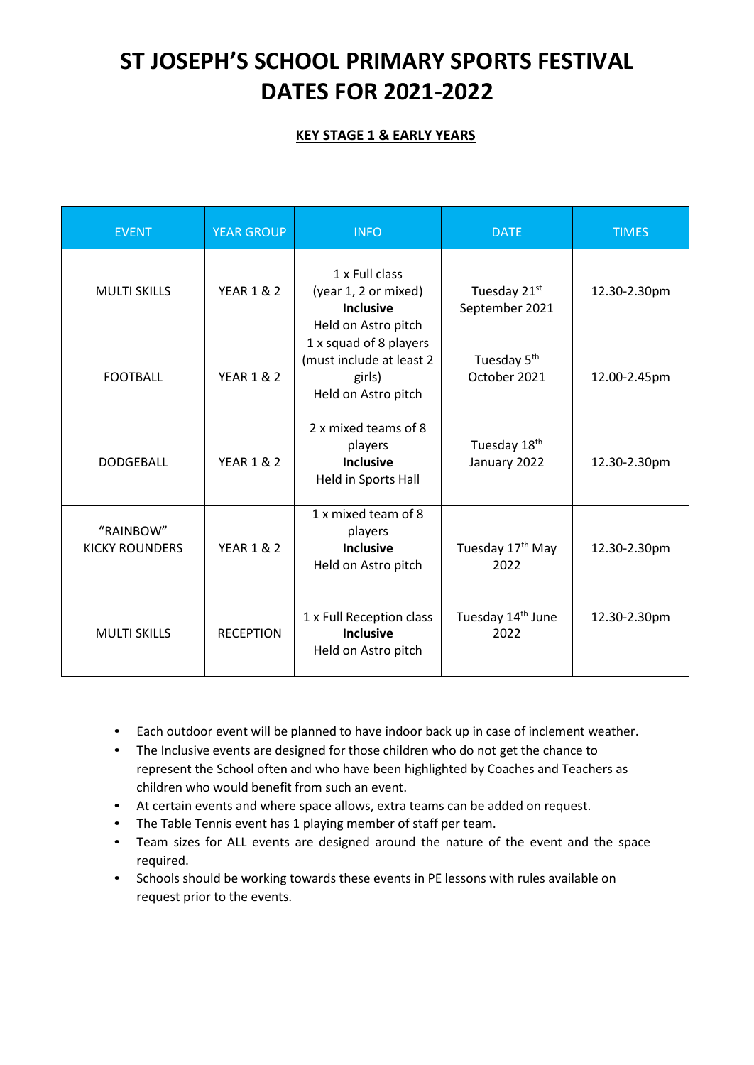# ST JOSEPH'S SCHOOL PRIMARY SPORTS FESTIVAL DATES FOR 2021-2022

**KEY STAGE 1 & EARLY YEARS**

| EVENT | YEAR GROUP | INFO | DATE | TIMES |
|---|---|---|---|---|
| MULTI SKILLS | YEAR 1 & 2 | 1 x Full class (year 1, 2 or mixed) **Inclusive** Held on Astro pitch | Tuesday 21st September 2021 | 12.30-2.30pm |
| FOOTBALL | YEAR 1 & 2 | 1 x squad of 8 players (must include at least 2 girls) Held on Astro pitch | Tuesday 5th October 2021 | 12.00-2.45pm |
| DODGEBALL | YEAR 1 & 2 | 2 x mixed teams of 8 players **Inclusive** Held in Sports Hall | Tuesday 18th January 2022 | 12.30-2.30pm |
| "RAINBOW" KICKY ROUNDERS | YEAR 1 & 2 | 1 x mixed team of 8 players **Inclusive** Held on Astro pitch | Tuesday 17th May 2022 | 12.30-2.30pm |
| MULTI SKILLS | RECEPTION | 1 x Full Reception class **Inclusive** Held on Astro pitch | Tuesday 14th June 2022 | 12.30-2.30pm |

- Each outdoor event will be planned to have indoor back up in case of inclement weather.
- The Inclusive events are designed for those children who do not get the chance to represent the School often and who have been highlighted by Coaches and Teachers as children who would benefit from such an event.
- At certain events and where space allows, extra teams can be added on request.
- The Table Tennis event has 1 playing member of staff per team.
- Team sizes for ALL events are designed around the nature of the event and the space required.
- Schools should be working towards these events in PE lessons with rules available on request prior to the events.